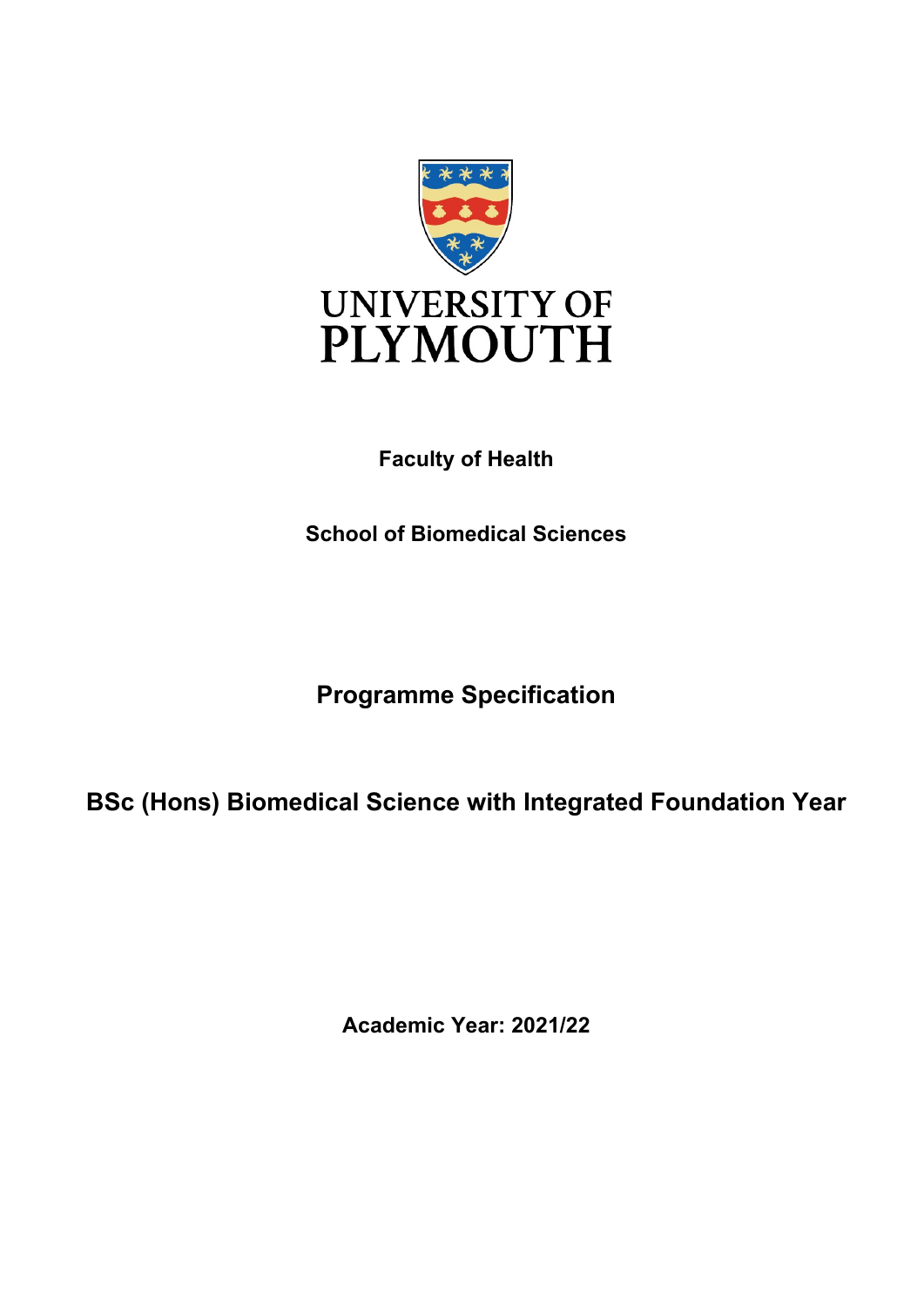UNIVERSITY OF PLYMOUTH

**Faculty of Health**

**School of Biomedical Sciences**

# Programme Specification

# BSc (Hons) Biomedical Science with Integrated Foundation Year

**Academic Year: 2021/22**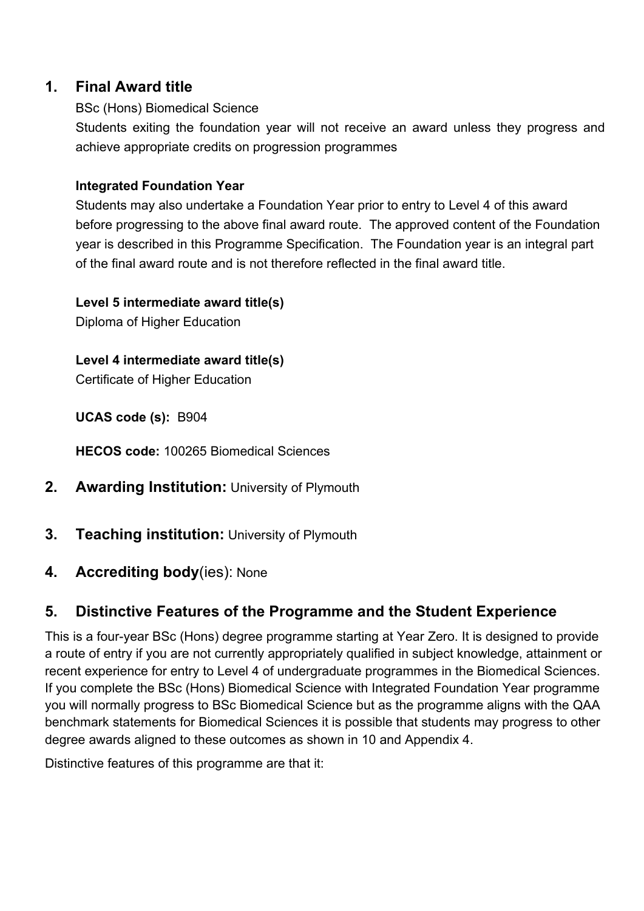## 1. Final Award title

BSc (Hons) Biomedical Science

Students exiting the foundation year will not receive an award unless they progress and achieve appropriate credits on progression programmes

**Integrated Foundation Year**

Students may also undertake a Foundation Year prior to entry to Level 4 of this award before progressing to the above final award route. The approved content of the Foundation year is described in this Programme Specification. The Foundation year is an integral part of the final award route and is not therefore reflected in the final award title.

**Level 5 intermediate award title(s)**

Diploma of Higher Education

**Level 4 intermediate award title(s)**

Certificate of Higher Education

**UCAS code (s):** B904

**HECOS code:** 100265 Biomedical Sciences

## 2. Awarding Institution: University of Plymouth

## 3. Teaching institution: University of Plymouth

## 4. Accrediting body(ies): None

## 5. Distinctive Features of the Programme and the Student Experience

This is a four-year BSc (Hons) degree programme starting at Year Zero. It is designed to provide a route of entry if you are not currently appropriately qualified in subject knowledge, attainment or recent experience for entry to Level 4 of undergraduate programmes in the Biomedical Sciences. If you complete the BSc (Hons) Biomedical Science with Integrated Foundation Year programme you will normally progress to BSc Biomedical Science but as the programme aligns with the QAA benchmark statements for Biomedical Sciences it is possible that students may progress to other degree awards aligned to these outcomes as shown in 10 and Appendix 4.

Distinctive features of this programme are that it: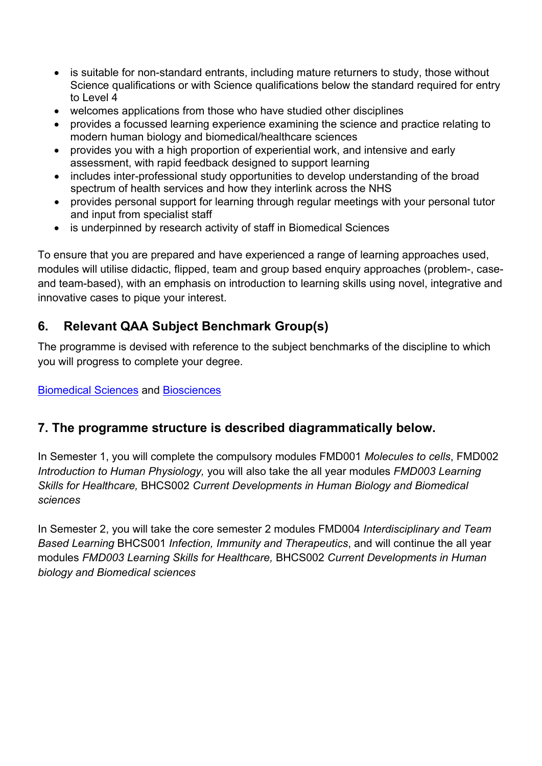- is suitable for non-standard entrants, including mature returners to study, those without Science qualifications or with Science qualifications below the standard required for entry to Level 4
- welcomes applications from those who have studied other disciplines
- provides a focussed learning experience examining the science and practice relating to modern human biology and biomedical/healthcare sciences
- provides you with a high proportion of experiential work, and intensive and early assessment, with rapid feedback designed to support learning
- includes inter-professional study opportunities to develop understanding of the broad spectrum of health services and how they interlink across the NHS
- provides personal support for learning through regular meetings with your personal tutor and input from specialist staff
- is underpinned by research activity of staff in Biomedical Sciences

To ensure that you are prepared and have experienced a range of learning approaches used, modules will utilise didactic, flipped, team and group based enquiry approaches (problem-, case- and team-based), with an emphasis on introduction to learning skills using novel, integrative and innovative cases to pique your interest.

## 6. Relevant QAA Subject Benchmark Group(s)

The programme is devised with reference to the subject benchmarks of the discipline to which you will progress to complete your degree.

Biomedical Sciences and Biosciences

## 7. The programme structure is described diagrammatically below.

In Semester 1, you will complete the compulsory modules FMD001 *Molecules to cells*, FMD002 *Introduction to Human Physiology,* you will also take the all year modules *FMD003 Learning Skills for Healthcare,* BHCS002 *Current Developments in Human Biology and Biomedical sciences*

In Semester 2, you will take the core semester 2 modules FMD004 *Interdisciplinary and Team Based Learning* BHCS001 *Infection, Immunity and Therapeutics*, and will continue the all year modules *FMD003 Learning Skills for Healthcare,* BHCS002 *Current Developments in Human biology and Biomedical sciences*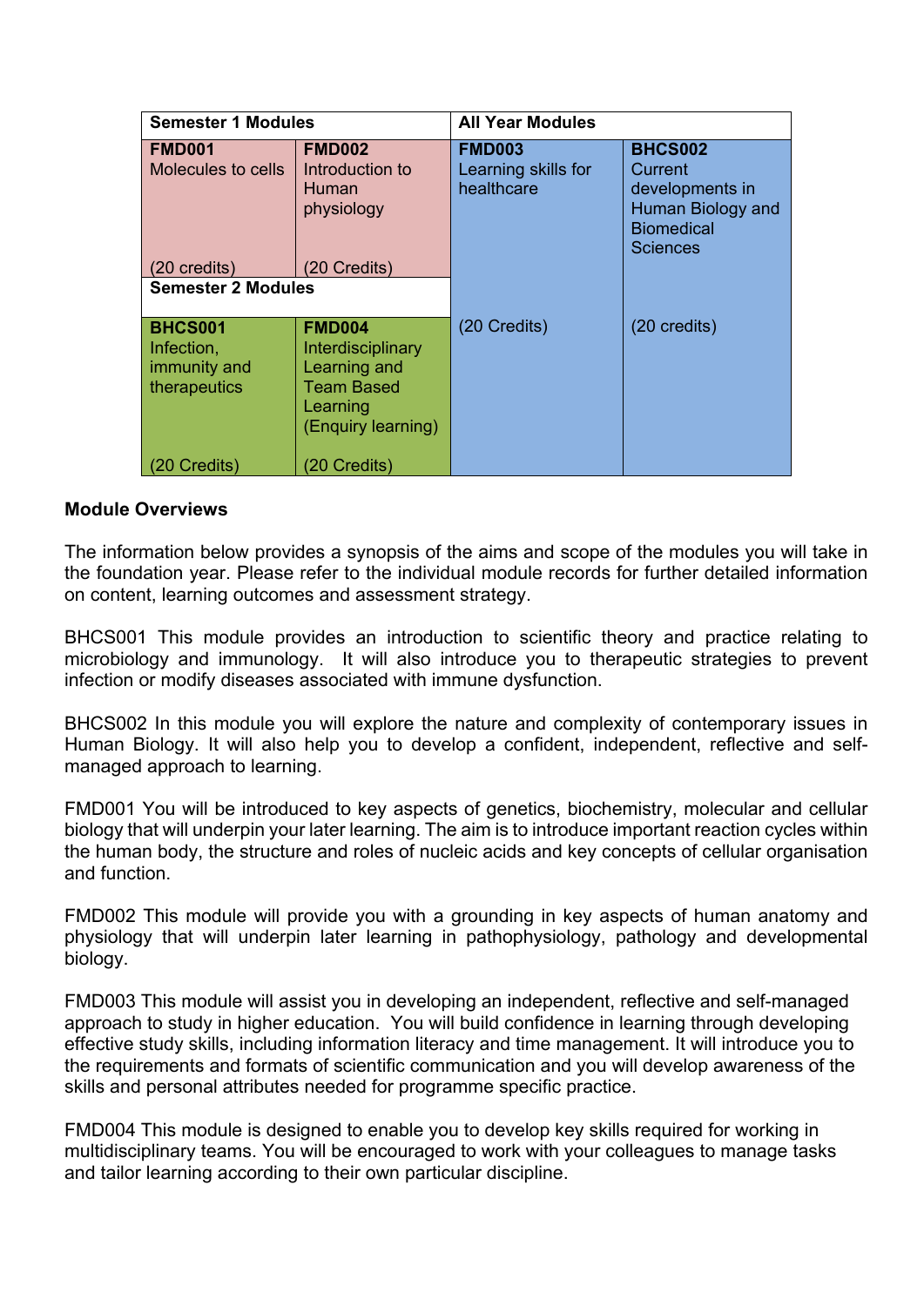| Semester 1 Modules | | All Year Modules | |
|---|---|---|---|
| **FMD001** Molecules to cells (20 credits) | **FMD002** Introduction to Human physiology (20 Credits) | **FMD003** Learning skills for healthcare (20 Credits) | **BHCS002** Current developments in Human Biology and Biomedical Sciences (20 credits) |
| **Semester 2 Modules** | | | |
| **BHCS001** Infection, immunity and therapeutics (20 Credits) | **FMD004** Interdisciplinary Learning and Team Based Learning (Enquiry learning) (20 Credits) | | |

**Module Overviews**

The information below provides a synopsis of the aims and scope of the modules you will take in the foundation year. Please refer to the individual module records for further detailed information on content, learning outcomes and assessment strategy.

BHCS001 This module provides an introduction to scientific theory and practice relating to microbiology and immunology. It will also introduce you to therapeutic strategies to prevent infection or modify diseases associated with immune dysfunction.

BHCS002 In this module you will explore the nature and complexity of contemporary issues in Human Biology. It will also help you to develop a confident, independent, reflective and self-managed approach to learning.

FMD001 You will be introduced to key aspects of genetics, biochemistry, molecular and cellular biology that will underpin your later learning. The aim is to introduce important reaction cycles within the human body, the structure and roles of nucleic acids and key concepts of cellular organisation and function.

FMD002 This module will provide you with a grounding in key aspects of human anatomy and physiology that will underpin later learning in pathophysiology, pathology and developmental biology.

FMD003 This module will assist you in developing an independent, reflective and self-managed approach to study in higher education. You will build confidence in learning through developing effective study skills, including information literacy and time management. It will introduce you to the requirements and formats of scientific communication and you will develop awareness of the skills and personal attributes needed for programme specific practice.

FMD004 This module is designed to enable you to develop key skills required for working in multidisciplinary teams. You will be encouraged to work with your colleagues to manage tasks and tailor learning according to their own particular discipline.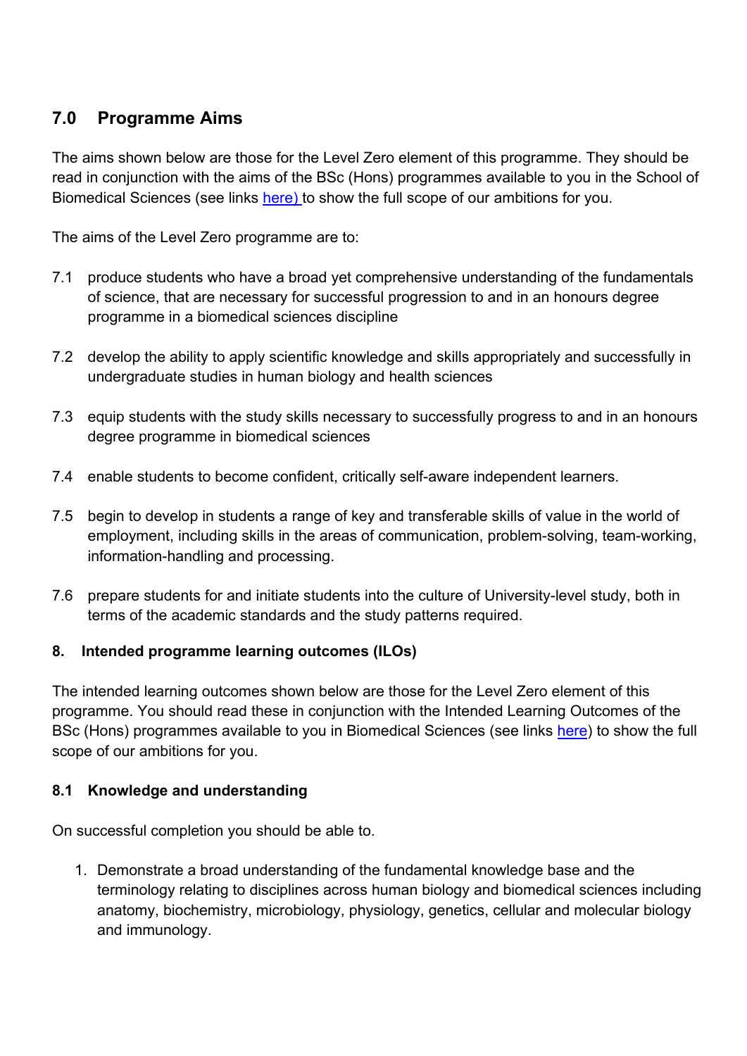## 7.0 Programme Aims

The aims shown below are those for the Level Zero element of this programme. They should be read in conjunction with the aims of the BSc (Hons) programmes available to you in the School of Biomedical Sciences (see links here) to show the full scope of our ambitions for you.

The aims of the Level Zero programme are to:

7.1 produce students who have a broad yet comprehensive understanding of the fundamentals of science, that are necessary for successful progression to and in an honours degree programme in a biomedical sciences discipline

7.2 develop the ability to apply scientific knowledge and skills appropriately and successfully in undergraduate studies in human biology and health sciences

7.3 equip students with the study skills necessary to successfully progress to and in an honours degree programme in biomedical sciences

7.4 enable students to become confident, critically self-aware independent learners.

7.5 begin to develop in students a range of key and transferable skills of value in the world of employment, including skills in the areas of communication, problem-solving, team-working, information-handling and processing.

7.6 prepare students for and initiate students into the culture of University-level study, both in terms of the academic standards and the study patterns required.

### 8. Intended programme learning outcomes (ILOs)

The intended learning outcomes shown below are those for the Level Zero element of this programme. You should read these in conjunction with the Intended Learning Outcomes of the BSc (Hons) programmes available to you in Biomedical Sciences (see links here) to show the full scope of our ambitions for you.

### 8.1 Knowledge and understanding

On successful completion you should be able to.

1. Demonstrate a broad understanding of the fundamental knowledge base and the terminology relating to disciplines across human biology and biomedical sciences including anatomy, biochemistry, microbiology, physiology, genetics, cellular and molecular biology and immunology.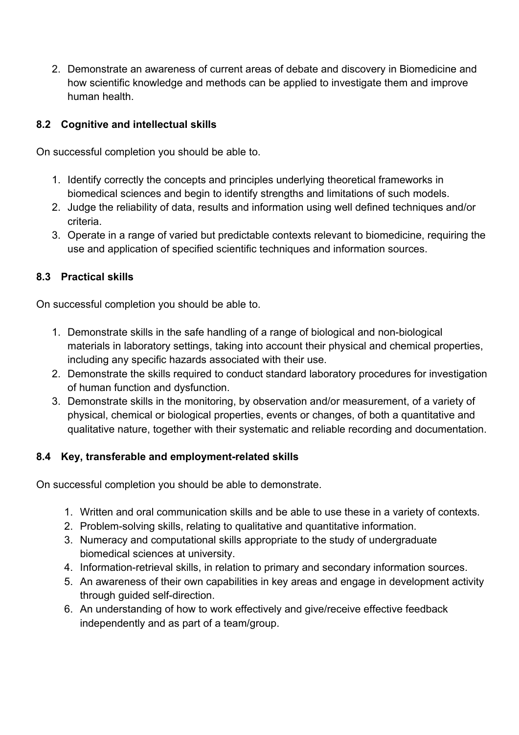2. Demonstrate an awareness of current areas of debate and discovery in Biomedicine and how scientific knowledge and methods can be applied to investigate them and improve human health.

### 8.2 Cognitive and intellectual skills

On successful completion you should be able to.

1. Identify correctly the concepts and principles underlying theoretical frameworks in biomedical sciences and begin to identify strengths and limitations of such models.
2. Judge the reliability of data, results and information using well defined techniques and/or criteria.
3. Operate in a range of varied but predictable contexts relevant to biomedicine, requiring the use and application of specified scientific techniques and information sources.

### 8.3 Practical skills

On successful completion you should be able to.

1. Demonstrate skills in the safe handling of a range of biological and non-biological materials in laboratory settings, taking into account their physical and chemical properties, including any specific hazards associated with their use.
2. Demonstrate the skills required to conduct standard laboratory procedures for investigation of human function and dysfunction.
3. Demonstrate skills in the monitoring, by observation and/or measurement, of a variety of physical, chemical or biological properties, events or changes, of both a quantitative and qualitative nature, together with their systematic and reliable recording and documentation.

### 8.4 Key, transferable and employment-related skills

On successful completion you should be able to demonstrate.

1. Written and oral communication skills and be able to use these in a variety of contexts.
2. Problem-solving skills, relating to qualitative and quantitative information.
3. Numeracy and computational skills appropriate to the study of undergraduate biomedical sciences at university.
4. Information-retrieval skills, in relation to primary and secondary information sources.
5. An awareness of their own capabilities in key areas and engage in development activity through guided self-direction.
6. An understanding of how to work effectively and give/receive effective feedback independently and as part of a team/group.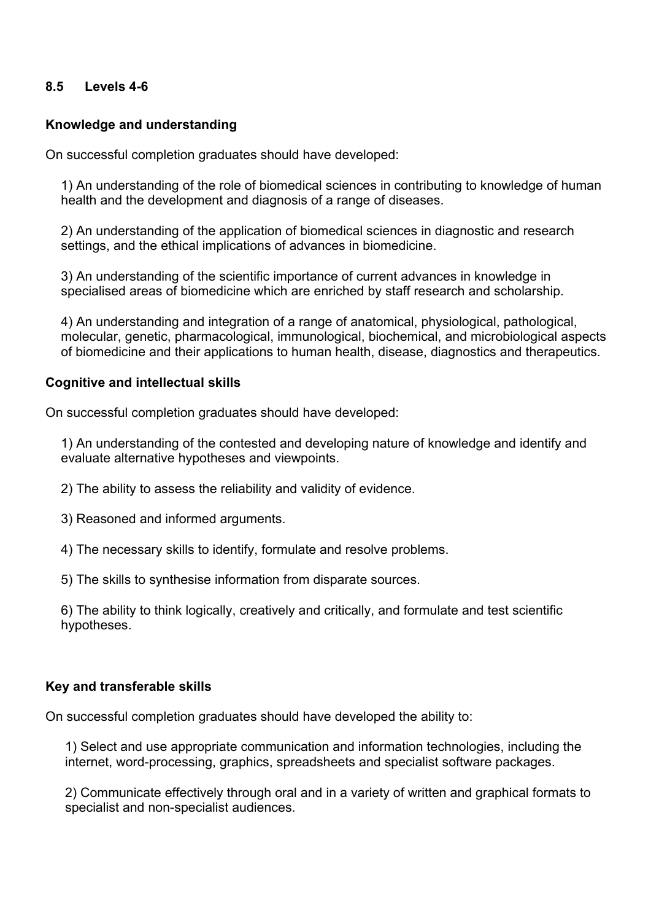### 8.5 Levels 4-6

**Knowledge and understanding**

On successful completion graduates should have developed:

1) An understanding of the role of biomedical sciences in contributing to knowledge of human health and the development and diagnosis of a range of diseases.

2) An understanding of the application of biomedical sciences in diagnostic and research settings, and the ethical implications of advances in biomedicine.

3) An understanding of the scientific importance of current advances in knowledge in specialised areas of biomedicine which are enriched by staff research and scholarship.

4) An understanding and integration of a range of anatomical, physiological, pathological, molecular, genetic, pharmacological, immunological, biochemical, and microbiological aspects of biomedicine and their applications to human health, disease, diagnostics and therapeutics.

**Cognitive and intellectual skills**

On successful completion graduates should have developed:

1) An understanding of the contested and developing nature of knowledge and identify and evaluate alternative hypotheses and viewpoints.

2) The ability to assess the reliability and validity of evidence.

3) Reasoned and informed arguments.

4) The necessary skills to identify, formulate and resolve problems.

5) The skills to synthesise information from disparate sources.

6) The ability to think logically, creatively and critically, and formulate and test scientific hypotheses.

**Key and transferable skills**

On successful completion graduates should have developed the ability to:

1) Select and use appropriate communication and information technologies, including the internet, word-processing, graphics, spreadsheets and specialist software packages.

2) Communicate effectively through oral and in a variety of written and graphical formats to specialist and non-specialist audiences.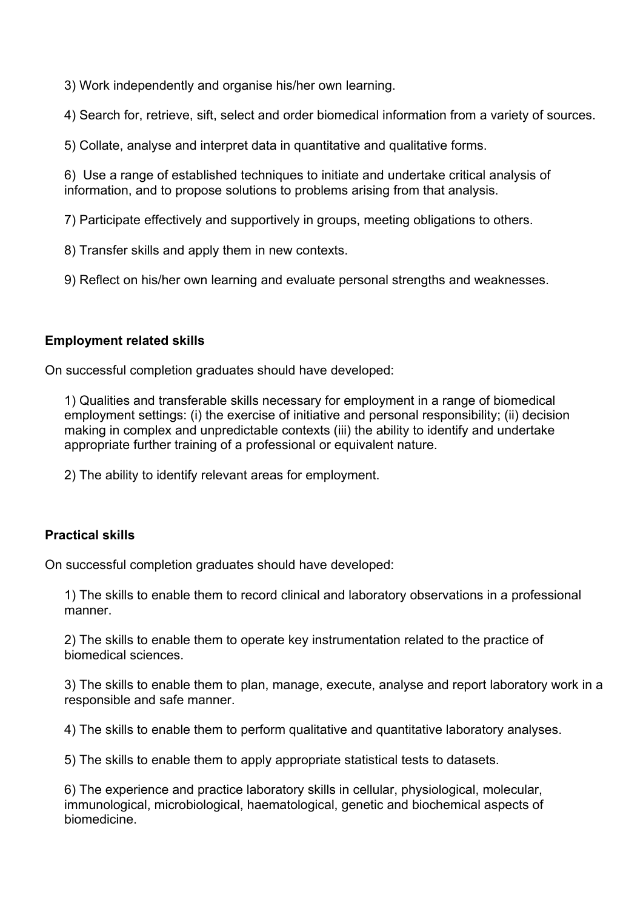3) Work independently and organise his/her own learning.

4) Search for, retrieve, sift, select and order biomedical information from a variety of sources.

5) Collate, analyse and interpret data in quantitative and qualitative forms.

6) Use a range of established techniques to initiate and undertake critical analysis of information, and to propose solutions to problems arising from that analysis.

7) Participate effectively and supportively in groups, meeting obligations to others.

8) Transfer skills and apply them in new contexts.

9) Reflect on his/her own learning and evaluate personal strengths and weaknesses.

**Employment related skills**

On successful completion graduates should have developed:

1) Qualities and transferable skills necessary for employment in a range of biomedical employment settings: (i) the exercise of initiative and personal responsibility; (ii) decision making in complex and unpredictable contexts (iii) the ability to identify and undertake appropriate further training of a professional or equivalent nature.

2) The ability to identify relevant areas for employment.

**Practical skills**

On successful completion graduates should have developed:

1) The skills to enable them to record clinical and laboratory observations in a professional manner.

2) The skills to enable them to operate key instrumentation related to the practice of biomedical sciences.

3) The skills to enable them to plan, manage, execute, analyse and report laboratory work in a responsible and safe manner.

4) The skills to enable them to perform qualitative and quantitative laboratory analyses.

5) The skills to enable them to apply appropriate statistical tests to datasets.

6) The experience and practice laboratory skills in cellular, physiological, molecular, immunological, microbiological, haematological, genetic and biochemical aspects of biomedicine.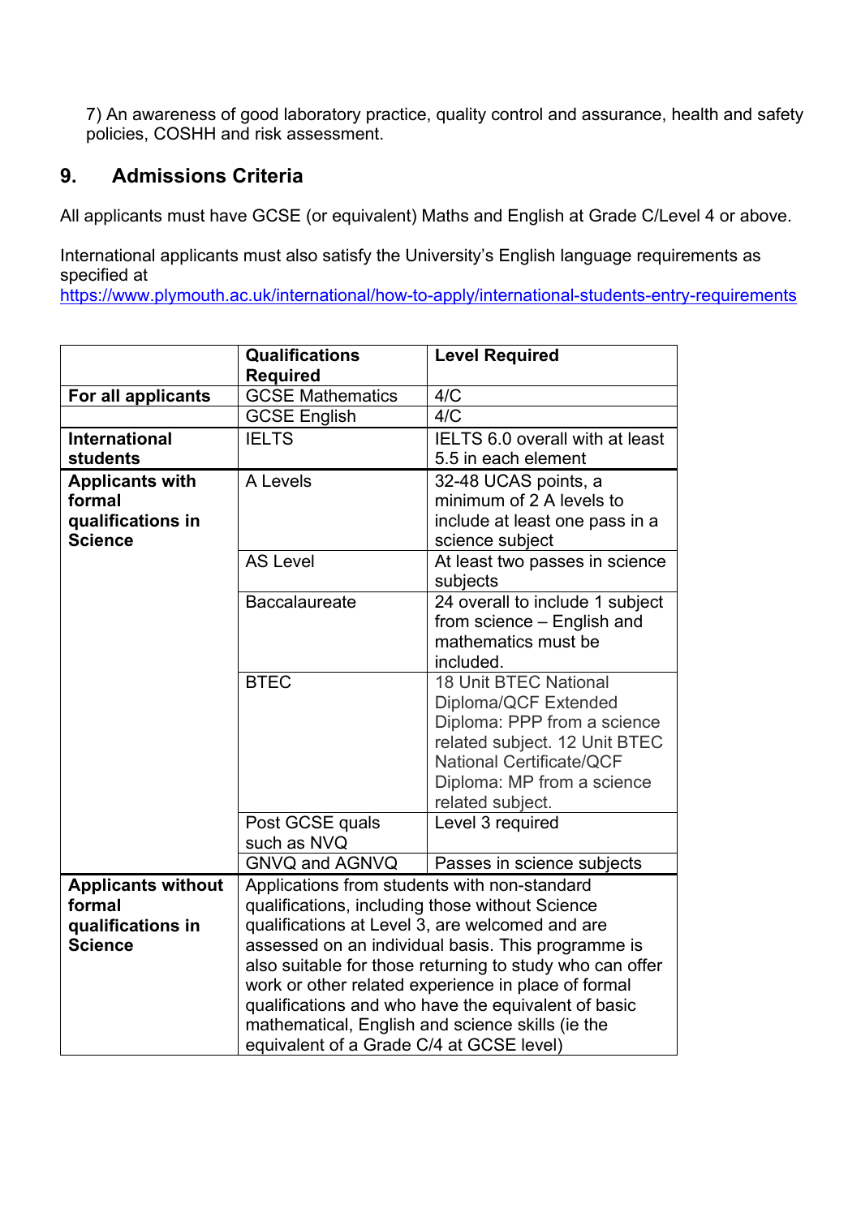7) An awareness of good laboratory practice, quality control and assurance, health and safety policies, COSHH and risk assessment.

## 9. Admissions Criteria

All applicants must have GCSE (or equivalent) Maths and English at Grade C/Level 4 or above.

International applicants must also satisfy the University's English language requirements as specified at https://www.plymouth.ac.uk/international/how-to-apply/international-students-entry-requirements

| | **Qualifications Required** | **Level Required** |
|---|---|---|
| **For all applicants** | GCSE Mathematics | 4/C |
| | GCSE English | 4/C |
| **International students** | IELTS | IELTS 6.0 overall with at least 5.5 in each element |
| **Applicants with formal qualifications in Science** | A Levels | 32-48 UCAS points, a minimum of 2 A levels to include at least one pass in a science subject |
| | AS Level | At least two passes in science subjects |
| | Baccalaureate | 24 overall to include 1 subject from science – English and mathematics must be included. |
| | BTEC | 18 Unit BTEC National Diploma/QCF Extended Diploma: PPP from a science related subject. 12 Unit BTEC National Certificate/QCF Diploma: MP from a science related subject. |
| | Post GCSE quals such as NVQ | Level 3 required |
| | GNVQ and AGNVQ | Passes in science subjects |
| **Applicants without formal qualifications in Science** | Applications from students with non-standard qualifications, including those without Science qualifications at Level 3, are welcomed and are assessed on an individual basis. This programme is also suitable for those returning to study who can offer work or other related experience in place of formal qualifications and who have the equivalent of basic mathematical, English and science skills (ie the equivalent of a Grade C/4 at GCSE level) | |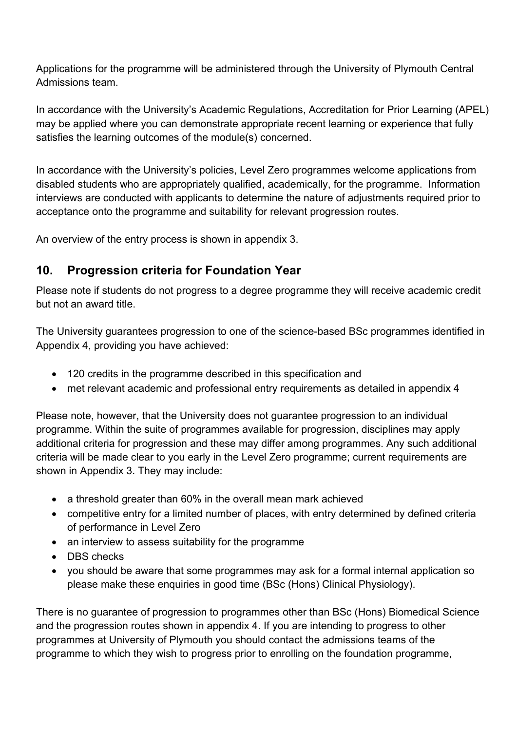Applications for the programme will be administered through the University of Plymouth Central Admissions team.

In accordance with the University's Academic Regulations, Accreditation for Prior Learning (APEL) may be applied where you can demonstrate appropriate recent learning or experience that fully satisfies the learning outcomes of the module(s) concerned.

In accordance with the University's policies, Level Zero programmes welcome applications from disabled students who are appropriately qualified, academically, for the programme. Information interviews are conducted with applicants to determine the nature of adjustments required prior to acceptance onto the programme and suitability for relevant progression routes.

An overview of the entry process is shown in appendix 3.

## 10. Progression criteria for Foundation Year

Please note if students do not progress to a degree programme they will receive academic credit but not an award title.

The University guarantees progression to one of the science-based BSc programmes identified in Appendix 4, providing you have achieved:

- 120 credits in the programme described in this specification and
- met relevant academic and professional entry requirements as detailed in appendix 4

Please note, however, that the University does not guarantee progression to an individual programme. Within the suite of programmes available for progression, disciplines may apply additional criteria for progression and these may differ among programmes. Any such additional criteria will be made clear to you early in the Level Zero programme; current requirements are shown in Appendix 3. They may include:

- a threshold greater than 60% in the overall mean mark achieved
- competitive entry for a limited number of places, with entry determined by defined criteria of performance in Level Zero
- an interview to assess suitability for the programme
- DBS checks
- you should be aware that some programmes may ask for a formal internal application so please make these enquiries in good time (BSc (Hons) Clinical Physiology).

There is no guarantee of progression to programmes other than BSc (Hons) Biomedical Science and the progression routes shown in appendix 4. If you are intending to progress to other programmes at University of Plymouth you should contact the admissions teams of the programme to which they wish to progress prior to enrolling on the foundation programme,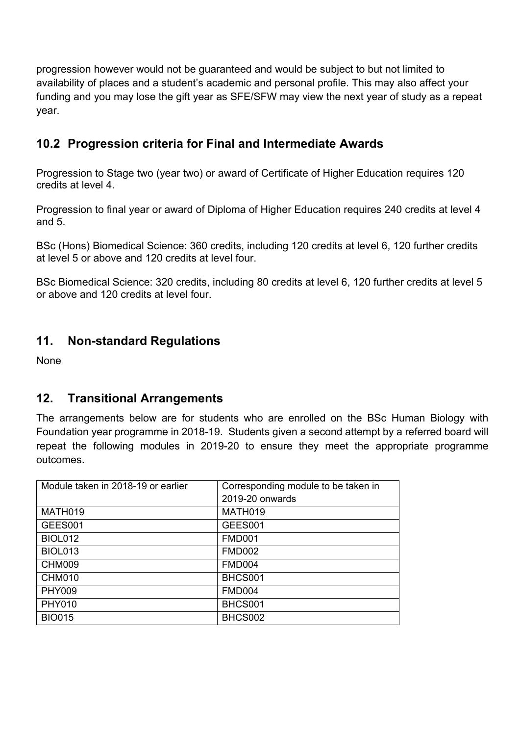progression however would not be guaranteed and would be subject to but not limited to availability of places and a student's academic and personal profile. This may also affect your funding and you may lose the gift year as SFE/SFW may view the next year of study as a repeat year.

## 10.2 Progression criteria for Final and Intermediate Awards

Progression to Stage two (year two) or award of Certificate of Higher Education requires 120 credits at level 4.

Progression to final year or award of Diploma of Higher Education requires 240 credits at level 4 and 5.

BSc (Hons) Biomedical Science: 360 credits, including 120 credits at level 6, 120 further credits at level 5 or above and 120 credits at level four.

BSc Biomedical Science: 320 credits, including 80 credits at level 6, 120 further credits at level 5 or above and 120 credits at level four.

## 11. Non-standard Regulations

None

## 12. Transitional Arrangements

The arrangements below are for students who are enrolled on the BSc Human Biology with Foundation year programme in 2018-19. Students given a second attempt by a referred board will repeat the following modules in 2019-20 to ensure they meet the appropriate programme outcomes.

| Module taken in 2018-19 or earlier | Corresponding module to be taken in 2019-20 onwards |
|---|---|
| MATH019 | MATH019 |
| GEES001 | GEES001 |
| BIOL012 | FMD001 |
| BIOL013 | FMD002 |
| CHM009 | FMD004 |
| CHM010 | BHCS001 |
| PHY009 | FMD004 |
| PHY010 | BHCS001 |
| BIO015 | BHCS002 |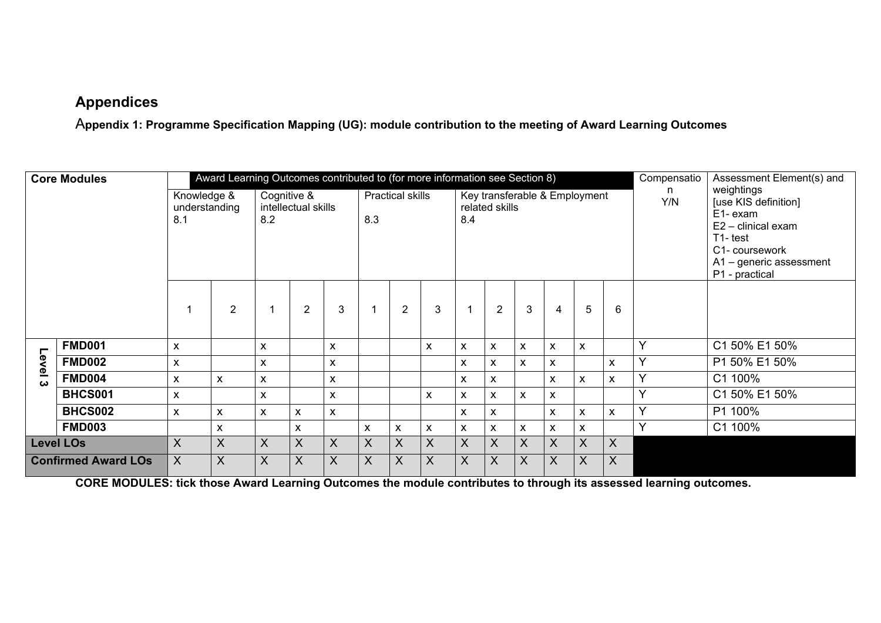# Appendices

## Appendix 1: Programme Specification Mapping (UG): module contribution to the meeting of Award Learning Outcomes

| Core Modules | | Award Learning Outcomes contributed to (for more information see Section 8) | | | | | | | | | | | | | | Compensation Y/N | Assessment Element(s) and weightings [use KIS definition] E1- exam E2 – clinical exam T1- test C1- coursework A1 – generic assessment P1 - practical |
|---|---|---|---|---|---|---|---|---|---|---|---|---|---|---|---|---|---|
| | | Knowledge & understanding 8.1 | | Cognitive & intellectual skills 8.2 | | | Practical skills 8.3 | | | Key transferable & Employment related skills 8.4 | | | | | | | |
| | | 1 | 2 | 1 | 2 | 3 | 1 | 2 | 3 | 1 | 2 | 3 | 4 | 5 | 6 | | |
| Level 3 | **FMD001** | x | | x | | x | | | x | x | x | x | x | x | | Y | C1 50% E1 50% |
| | **FMD002** | x | | x | | x | | | | x | x | x | x | | x | Y | P1 50% E1 50% |
| | **FMD004** | x | x | x | | x | | | | x | x | | x | x | x | Y | C1 100% |
| | **BHCS001** | x | | x | | x | | | x | x | x | x | x | | | Y | C1 50% E1 50% |
| | **BHCS002** | x | x | x | x | x | | | | x | x | | x | x | x | Y | P1 100% |
| | **FMD003** | | x | | x | | x | x | x | x | x | x | x | x | | Y | C1 100% |
| **Level LOs** | | X | X | X | X | X | X | X | X | X | X | X | X | X | X | | |
| **Confirmed Award LOs** | | X | X | X | X | X | X | X | X | X | X | X | X | X | X | | |

**CORE MODULES: tick those Award Learning Outcomes the module contributes to through its assessed learning outcomes.**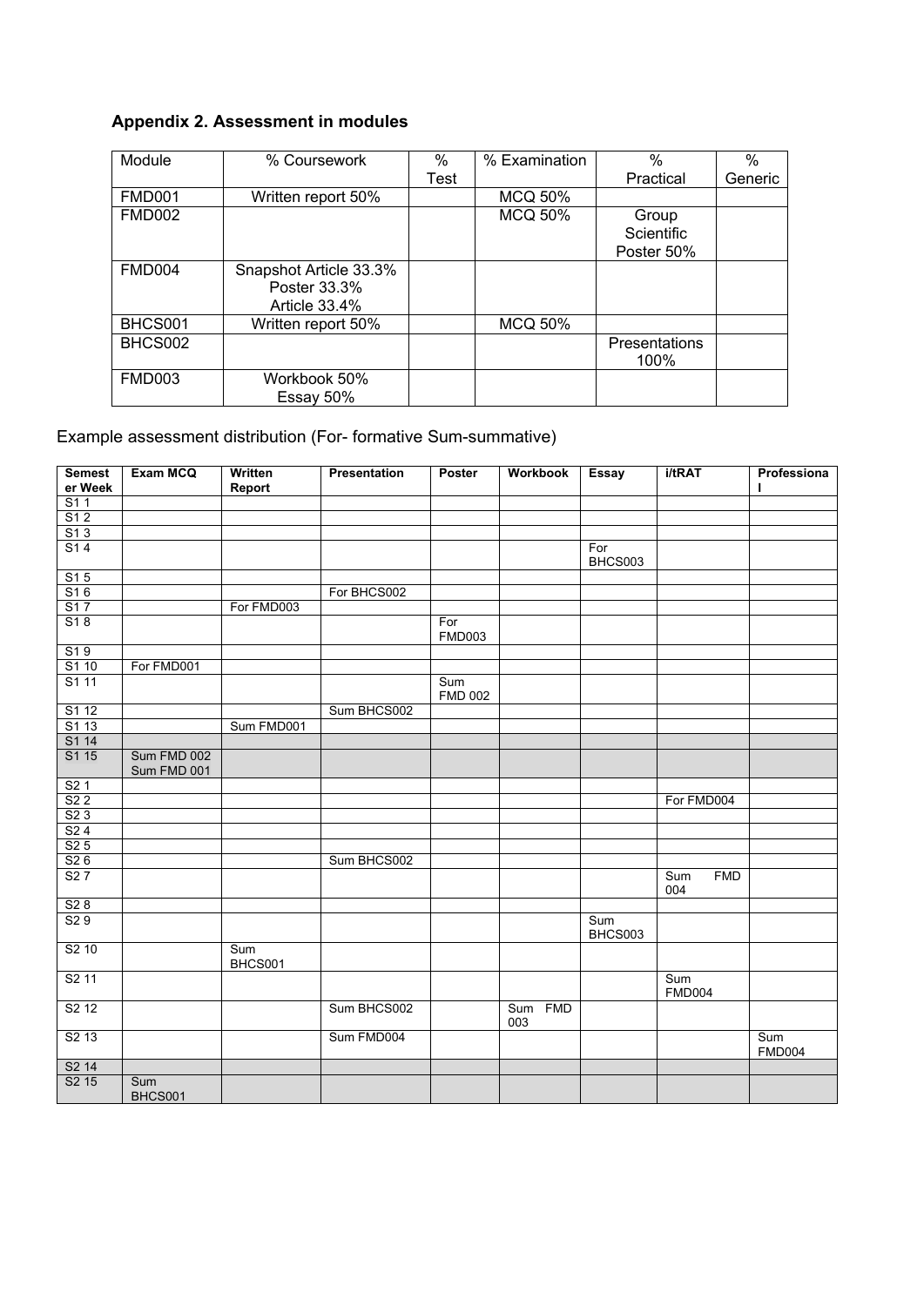### Appendix 2. Assessment in modules

| Module | % Coursework | % Test | % Examination | % Practical | % Generic |
|---|---|---|---|---|---|
| FMD001 | Written report 50% | | MCQ 50% | | |
| FMD002 | | | MCQ 50% | Group Scientific Poster 50% | |
| FMD004 | Snapshot Article 33.3% Poster 33.3% Article 33.4% | | | | |
| BHCS001 | Written report 50% | | MCQ 50% | | |
| BHCS002 | | | | Presentations 100% | |
| FMD003 | Workbook 50% Essay 50% | | | | |

Example assessment distribution (For- formative Sum-summative)

| Semester Week | Exam MCQ | Written Report | Presentation | Poster | Workbook | Essay | i/tRAT | Professional |
|---|---|---|---|---|---|---|---|---|
| S1 1 | | | | | | | | |
| S1 2 | | | | | | | | |
| S1 3 | | | | | | | | |
| S1 4 | | | | | | For BHCS003 | | |
| S1 5 | | | | | | | | |
| S1 6 | | | For BHCS002 | | | | | |
| S1 7 | | For FMD003 | | | | | | |
| S1 8 | | | | For FMD003 | | | | |
| S1 9 | | | | | | | | |
| S1 10 | For FMD001 | | | | | | | |
| S1 11 | | | | Sum FMD 002 | | | | |
| S1 12 | | | Sum BHCS002 | | | | | |
| S1 13 | | Sum FMD001 | | | | | | |
| S1 14 | | | | | | | | |
| S1 15 | Sum FMD 002 Sum FMD 001 | | | | | | | |
| S2 1 | | | | | | | | |
| S2 2 | | | | | | | For FMD004 | |
| S2 3 | | | | | | | | |
| S2 4 | | | | | | | | |
| S2 5 | | | | | | | | |
| S2 6 | | | Sum BHCS002 | | | | | |
| S2 7 | | | | | | | Sum FMD 004 | |
| S2 8 | | | | | | | | |
| S2 9 | | | | | | Sum BHCS003 | | |
| S2 10 | | Sum BHCS001 | | | | | | |
| S2 11 | | | | | | | Sum FMD004 | |
| S2 12 | | | Sum BHCS002 | | Sum FMD 003 | | | |
| S2 13 | | | Sum FMD004 | | | | | Sum FMD004 |
| S2 14 | | | | | | | | |
| S2 15 | Sum BHCS001 | | | | | | | |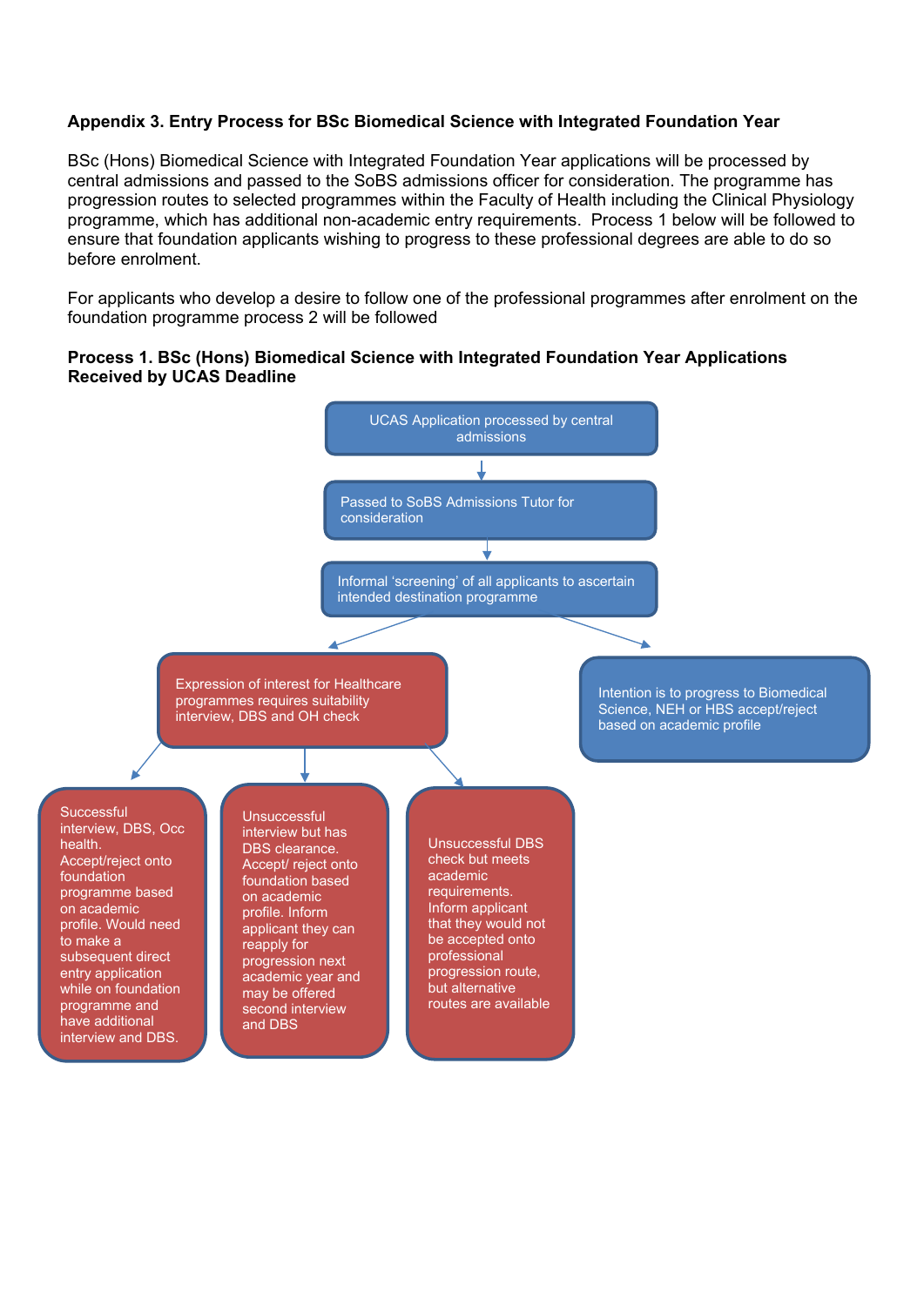**Appendix 3. Entry Process for BSc Biomedical Science with Integrated Foundation Year**

BSc (Hons) Biomedical Science with Integrated Foundation Year applications will be processed by central admissions and passed to the SoBS admissions officer for consideration. The programme has progression routes to selected programmes within the Faculty of Health including the Clinical Physiology programme, which has additional non-academic entry requirements. Process 1 below will be followed to ensure that foundation applicants wishing to progress to these professional degrees are able to do so before enrolment.

For applicants who develop a desire to follow one of the professional programmes after enrolment on the foundation programme process 2 will be followed

**Process 1. BSc (Hons) Biomedical Science with Integrated Foundation Year Applications Received by UCAS Deadline**

UCAS Application processed by central admissions

↓

Passed to SoBS Admissions Tutor for consideration

↓

Informal 'screening' of all applicants to ascertain intended destination programme

↓ (two branches)

- Expression of interest for Healthcare programmes requires suitability interview, DBS and OH check
  - Successful interview, DBS, Occ health. Accept/reject onto foundation programme based on academic profile. Would need to make a subsequent direct entry application while on foundation programme and have additional interview and DBS.
  - Unsuccessful interview but has DBS clearance. Accept/ reject onto foundation based on academic profile. Inform applicant they can reapply for progression next academic year and may be offered second interview and DBS
  - Unsuccessful DBS check but meets academic requirements. Inform applicant that they would not be accepted onto professional progression route, but alternative routes are available
- Intention is to progress to Biomedical Science, NEH or HBS accept/reject based on academic profile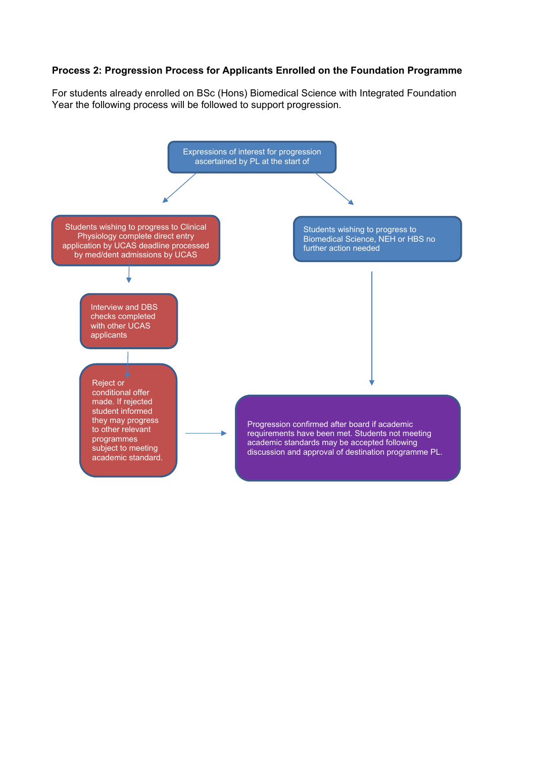**Process 2: Progression Process for Applicants Enrolled on the Foundation Programme**

For students already enrolled on BSc (Hons) Biomedical Science with Integrated Foundation Year the following process will be followed to support progression.

Expressions of interest for progression ascertained by PL at the start of

Students wishing to progress to Clinical Physiology complete direct entry application by UCAS deadline processed by med/dent admissions by UCAS

Students wishing to progress to Biomedical Science, NEH or HBS no further action needed

Interview and DBS checks completed with other UCAS applicants

Reject or conditional offer made. If rejected student informed they may progress to other relevant programmes subject to meeting academic standard.

Progression confirmed after board if academic requirements have been met. Students not meeting academic standards may be accepted following discussion and approval of destination programme PL.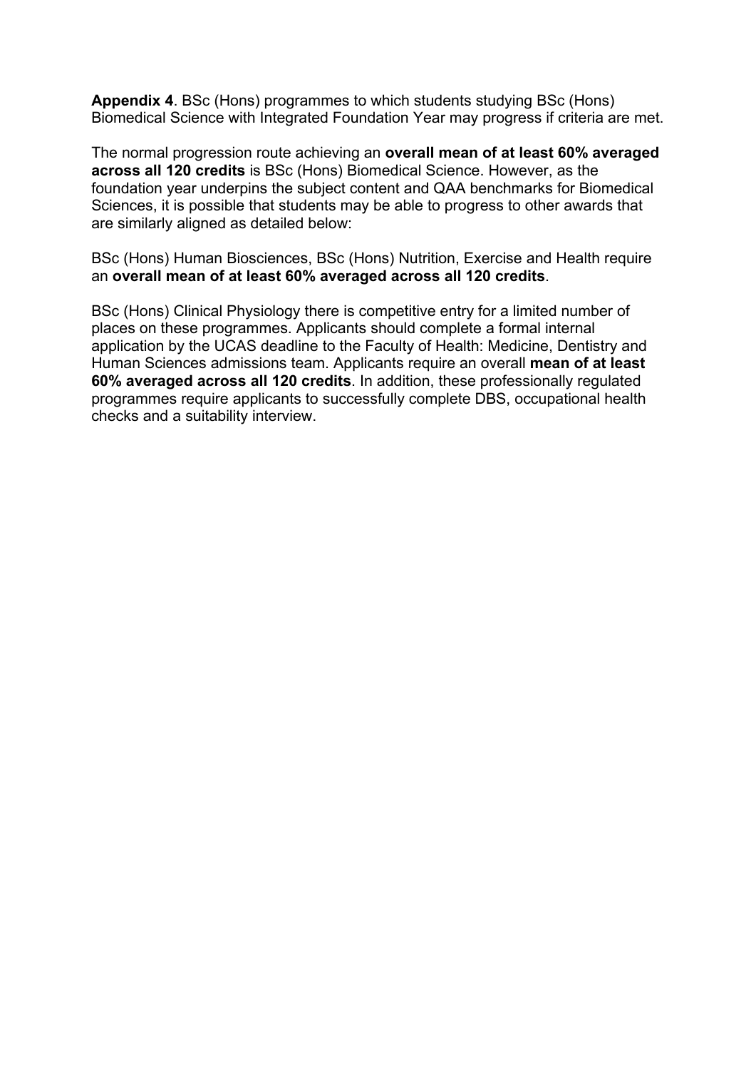**Appendix 4**. BSc (Hons) programmes to which students studying BSc (Hons) Biomedical Science with Integrated Foundation Year may progress if criteria are met.

The normal progression route achieving an **overall mean of at least 60% averaged across all 120 credits** is BSc (Hons) Biomedical Science. However, as the foundation year underpins the subject content and QAA benchmarks for Biomedical Sciences, it is possible that students may be able to progress to other awards that are similarly aligned as detailed below:

BSc (Hons) Human Biosciences, BSc (Hons) Nutrition, Exercise and Health require an **overall mean of at least 60% averaged across all 120 credits**.

BSc (Hons) Clinical Physiology there is competitive entry for a limited number of places on these programmes. Applicants should complete a formal internal application by the UCAS deadline to the Faculty of Health: Medicine, Dentistry and Human Sciences admissions team. Applicants require an overall **mean of at least 60% averaged across all 120 credits**. In addition, these professionally regulated programmes require applicants to successfully complete DBS, occupational health checks and a suitability interview.